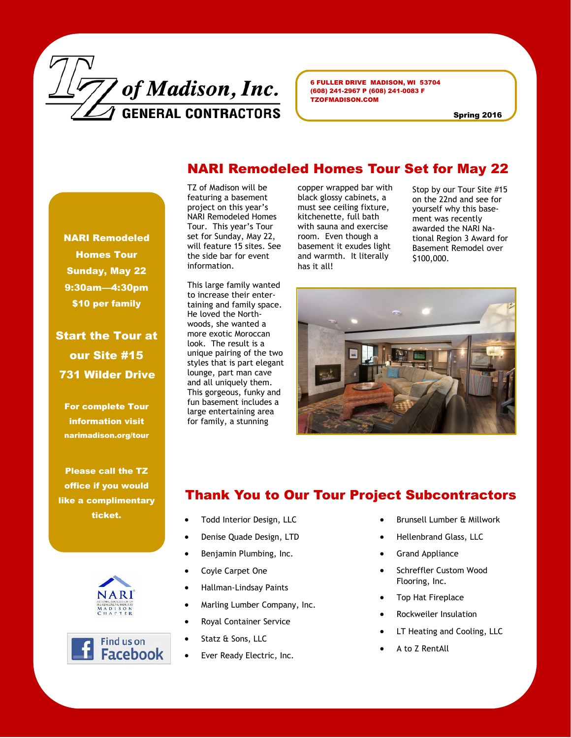# TZ of Madison, Inc.
## GENERAL CONTRACTORS

6 FULLER DRIVE MADISON, WI 53704
(608) 241-2967 P (608) 241-0083 F
TZOFMADISON.COM

Spring 2016

## NARI Remodeled Homes Tour Set for May 22

TZ of Madison will be featuring a basement project on this year's NARI Remodeled Homes Tour. This year's Tour set for Sunday, May 22, will feature 15 sites. See the side bar for event information.

This large family wanted to increase their entertaining and family space. He loved the Northwoods, she wanted a more exotic Moroccan look. The result is a unique pairing of the two styles that is part elegant lounge, part man cave and all uniquely them. This gorgeous, funky and fun basement includes a large entertaining area for family, a stunning copper wrapped bar with black glossy cabinets, a must see ceiling fixture, kitchenette, full bath with sauna and exercise room. Even though a basement it exudes light and warmth. It literally has it all!

Stop by our Tour Site #15 on the 22nd and see for yourself why this basement was recently awarded the NARI National Region 3 Award for Basement Remodel over $100,000.

**NARI Remodeled Homes Tour**
**Sunday, May 22**
**9:30am—4:30pm**
**$10 per family**

**Start the Tour at our Site #15**
**731 Wilder Drive**

**For complete Tour information visit narimadison.org/tour**

**Please call the TZ office if you would like a complimentary ticket.**

## Thank You to Our Tour Project Subcontractors

- Todd Interior Design, LLC
- Denise Quade Design, LTD
- Benjamin Plumbing, Inc.
- Coyle Carpet One
- Hallman-Lindsay Paints
- Marling Lumber Company, Inc.
- Royal Container Service
- Statz & Sons, LLC
- Ever Ready Electric, Inc.
- Brunsell Lumber & Millwork
- Hellenbrand Glass, LLC
- Grand Appliance
- Schreffler Custom Wood Flooring, Inc.
- Top Hat Fireplace
- Rockweiler Insulation
- LT Heating and Cooling, LLC
- A to Z RentAll

NARI Madison Chapter

Find us on Facebook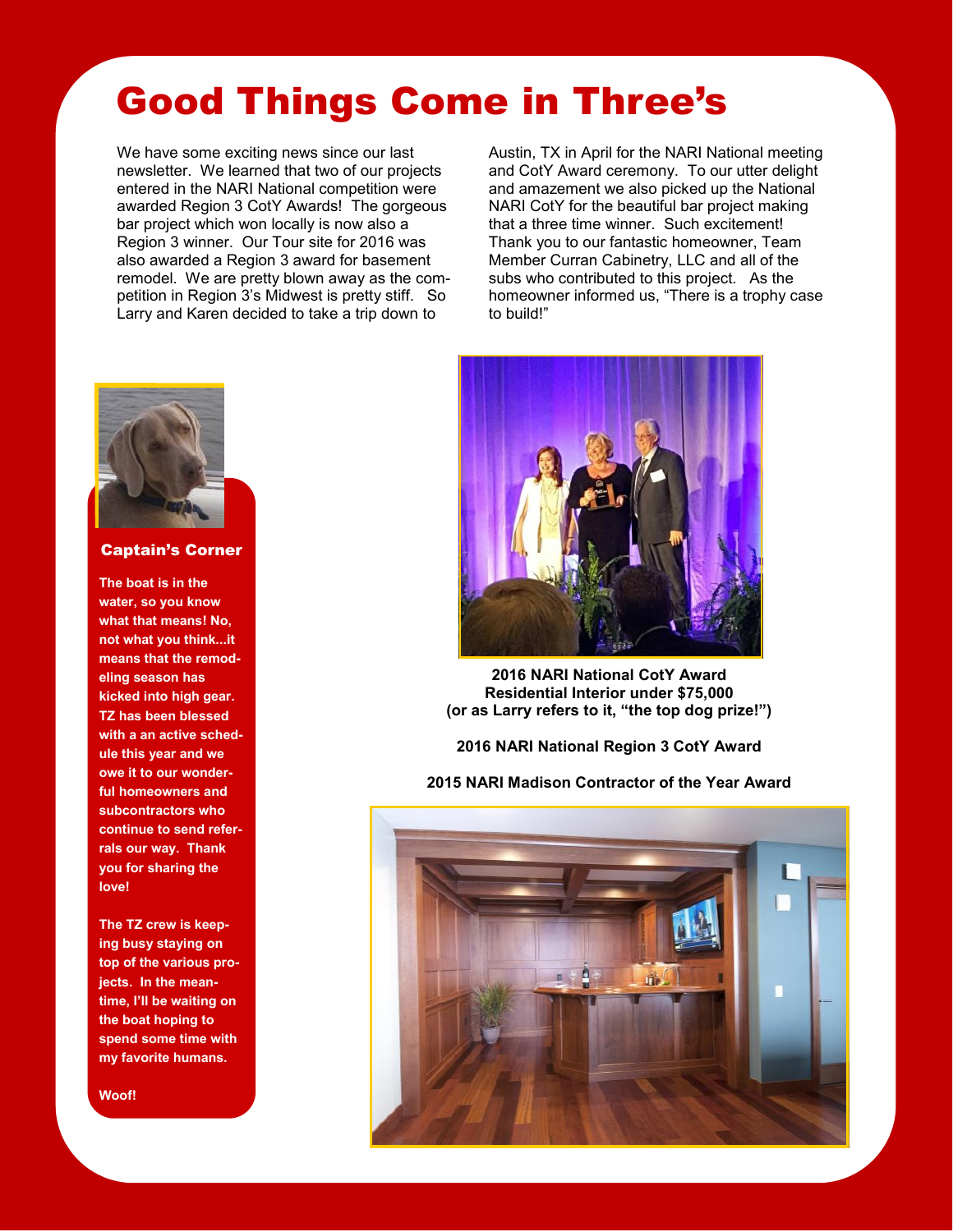# Good Things Come in Three's

We have some exciting news since our last newsletter. We learned that two of our projects entered in the NARI National competition were awarded Region 3 CotY Awards! The gorgeous bar project which won locally is now also a Region 3 winner. Our Tour site for 2016 was also awarded a Region 3 award for basement remodel. We are pretty blown away as the competition in Region 3's Midwest is pretty stiff. So Larry and Karen decided to take a trip down to Austin, TX in April for the NARI National meeting and CotY Award ceremony. To our utter delight and amazement we also picked up the National NARI CotY for the beautiful bar project making that a three time winner. Such excitement! Thank you to our fantastic homeowner, Team Member Curran Cabinetry, LLC and all of the subs who contributed to this project. As the homeowner informed us, "There is a trophy case to build!"

**2016 NARI National CotY Award**
**Residential Interior under $75,000**
**(or as Larry refers to it, "the top dog prize!")**

**2016 NARI National Region 3 CotY Award**

**2015 NARI Madison Contractor of the Year Award**

## Captain's Corner

**The boat is in the water, so you know what that means! No, not what you think...it means that the remodeling season has kicked into high gear. TZ has been blessed with a an active schedule this year and we owe it to our wonderful homeowners and subcontractors who continue to send referrals our way. Thank you for sharing the love!**

**The TZ crew is keeping busy staying on top of the various projects. In the meantime, I'll be waiting on the boat hoping to spend some time with my favorite humans.**

**Woof!**